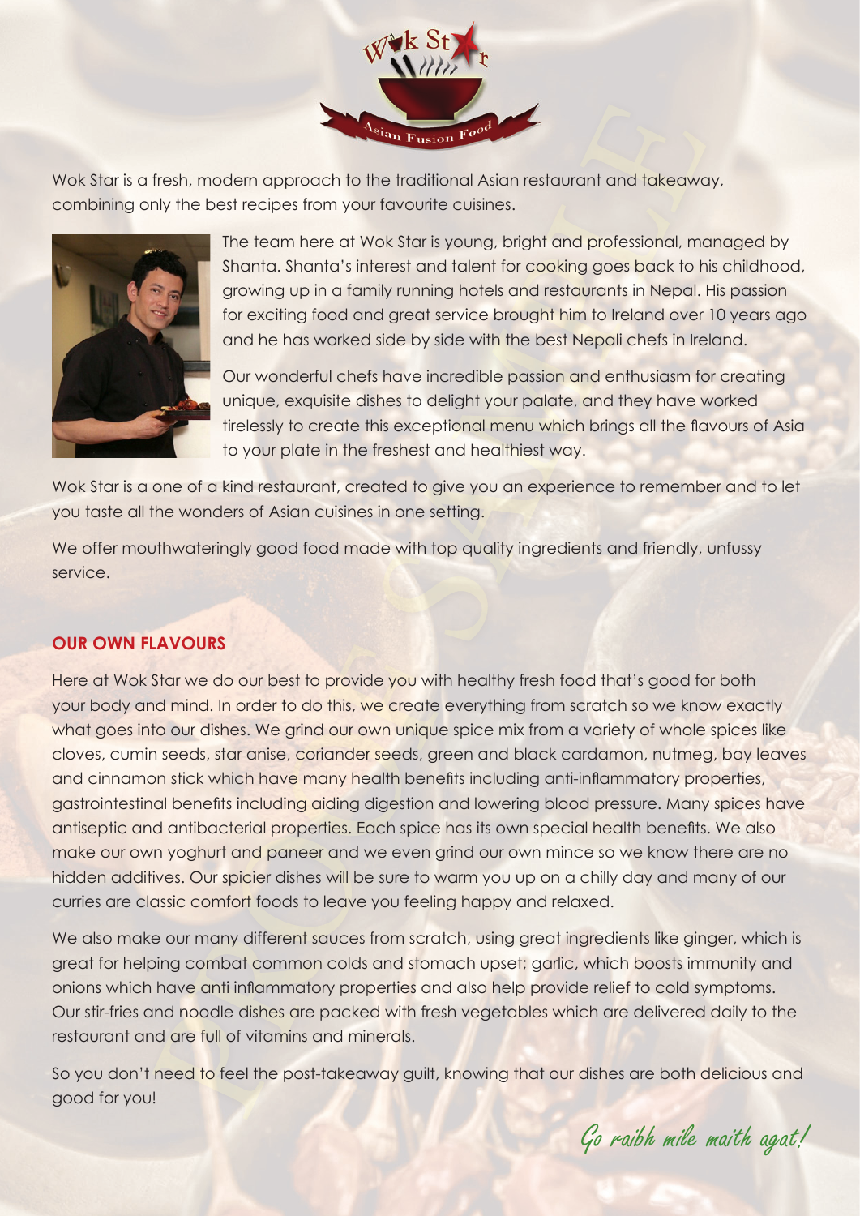Wok Star is a fresh, modern approach to the traditional Asian restaurant and takeaway, combining only the best recipes from your favourite cuisines.

The team here at Wok Star is young, bright and professional, managed by Shanta. Shanta's interest and talent for cooking goes back to his childhood, growing up in a family running hotels and restaurants in Nepal. His passion for exciting food and great service brought him to Ireland over 10 years ago and he has worked side by side with the best Nepali chefs in Ireland.

Our wonderful chefs have incredible passion and enthusiasm for creating unique, exquisite dishes to delight your palate, and they have worked tirelessly to create this exceptional menu which brings all the flavours of Asia to your plate in the freshest and healthiest way.

Wok Star is a one of a kind restaurant, created to give you an experience to remember and to let you taste all the wonders of Asian cuisines in one setting.

We offer mouthwateringly good food made with top quality ingredients and friendly, unfussy service.

## OUR OWN FLAVOURS

Here at Wok Star we do our best to provide you with healthy fresh food that's good for both your body and mind. In order to do this, we create everything from scratch so we know exactly what goes into our dishes. We grind our own unique spice mix from a variety of whole spices like cloves, cumin seeds, star anise, coriander seeds, green and black cardamon, nutmeg, bay leaves and cinnamon stick which have many health benefits including anti-inflammatory properties, gastrointestinal benefits including aiding digestion and lowering blood pressure. Many spices have antiseptic and antibacterial properties. Each spice has its own special health benefits. We also make our own yoghurt and paneer and we even grind our own mince so we know there are no hidden additives. Our spicier dishes will be sure to warm you up on a chilly day and many of our curries are classic comfort foods to leave you feeling happy and relaxed.

We also make our many different sauces from scratch, using great ingredients like ginger, which is great for helping combat common colds and stomach upset; garlic, which boosts immunity and onions which have anti inflammatory properties and also help provide relief to cold symptoms. Our stir-fries and noodle dishes are packed with fresh vegetables which are delivered daily to the restaurant and are full of vitamins and minerals.

So you don't need to feel the post-takeaway guilt, knowing that our dishes are both delicious and good for you!

*Go raibh mile maith agat!*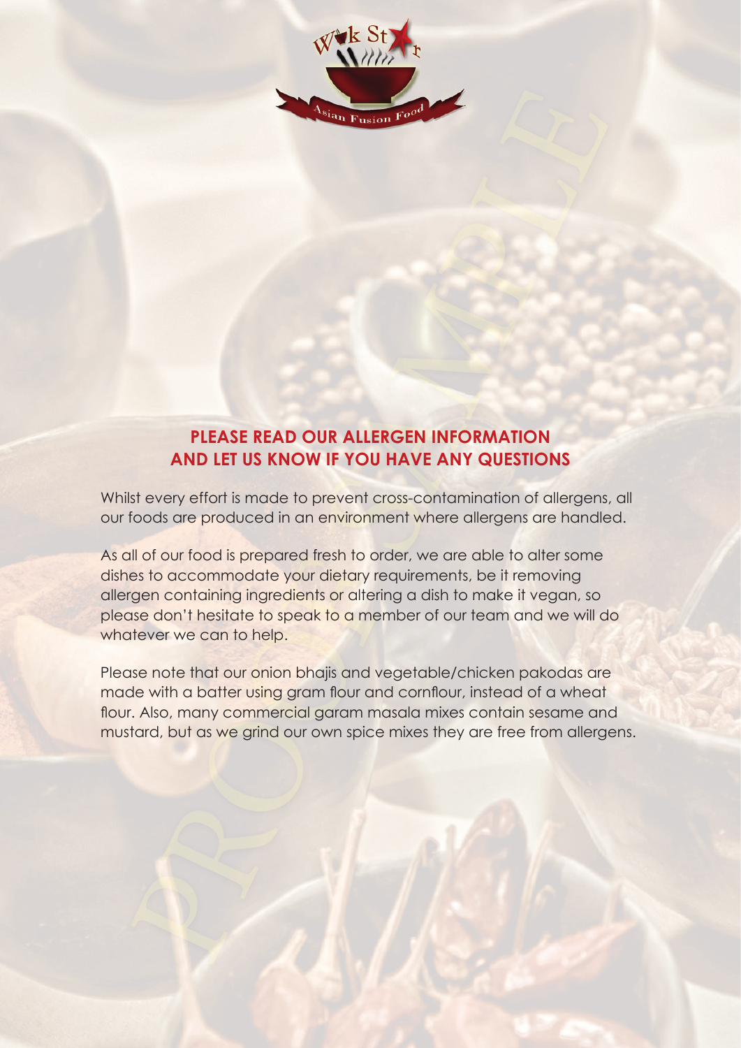## PLEASE READ OUR ALLERGEN INFORMATION AND LET US KNOW IF YOU HAVE ANY QUESTIONS

Whilst every effort is made to prevent cross-contamination of allergens, all our foods are produced in an environment where allergens are handled.

As all of our food is prepared fresh to order, we are able to alter some dishes to accommodate your dietary requirements, be it removing allergen containing ingredients or altering a dish to make it vegan, so please don't hesitate to speak to a member of our team and we will do whatever we can to help.

Please note that our onion bhajis and vegetable/chicken pakodas are made with a batter using gram flour and cornflour, instead of a wheat flour. Also, many commercial garam masala mixes contain sesame and mustard, but as we grind our own spice mixes they are free from allergens.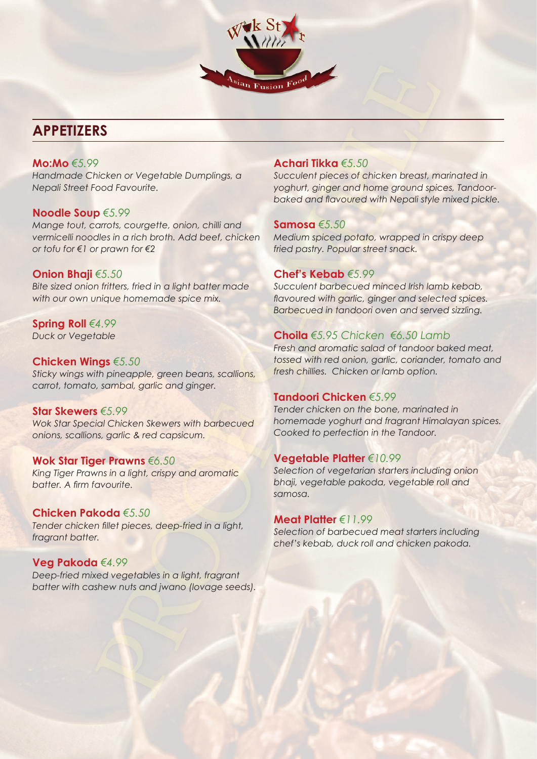## APPETIZERS

**Mo:Mo** *€5.99*
*Handmade Chicken or Vegetable Dumplings, a Nepali Street Food Favourite.*

**Noodle Soup** *€5.99*
*Mange tout, carrots, courgette, onion, chilli and vermicelli noodles in a rich broth. Add beef, chicken or tofu for €1 or prawn for €2*

**Onion Bhaji** *€5.50*
*Bite sized onion fritters, fried in a light batter made with our own unique homemade spice mix.*

**Spring Roll** *€4.99*
*Duck or Vegetable*

**Chicken Wings** *€5.50*
*Sticky wings with pineapple, green beans, scallions, carrot, tomato, sambal, garlic and ginger.*

**Star Skewers** *€5.99*
*Wok Star Special Chicken Skewers with barbecued onions, scallions, garlic & red capsicum.*

**Wok Star Tiger Prawns** *€6.50*
*King Tiger Prawns in a light, crispy and aromatic batter. A firm favourite.*

**Chicken Pakoda** *€5.50*
*Tender chicken fillet pieces, deep-fried in a light, fragrant batter.*

**Veg Pakoda** *€4.99*
*Deep-fried mixed vegetables in a light, fragrant batter with cashew nuts and jwano (lovage seeds).*

**Achari Tikka** *€5.50*
*Succulent pieces of chicken breast, marinated in yoghurt, ginger and home ground spices, Tandoor-baked and flavoured with Nepali style mixed pickle.*

**Samosa** *€5.50*
*Medium spiced potato, wrapped in crispy deep fried pastry. Popular street snack.*

**Chef's Kebab** *€5.99*
*Succulent barbecued minced Irish lamb kebab, flavoured with garlic, ginger and selected spices. Barbecued in tandoori oven and served sizzling.*

**Choila** *€5.95 Chicken €6.50 Lamb*
*Fresh and aromatic salad of tandoor baked meat, tossed with red onion, garlic, coriander, tomato and fresh chillies. Chicken or lamb option.*

**Tandoori Chicken** *€5.99*
*Tender chicken on the bone, marinated in homemade yoghurt and fragrant Himalayan spices. Cooked to perfection in the Tandoor.*

**Vegetable Platter** *€10.99*
*Selection of vegetarian starters including onion bhaji, vegetable pakoda, vegetable roll and samosa.*

**Meat Platter** *€11.99*
*Selection of barbecued meat starters including chef's kebab, duck roll and chicken pakoda.*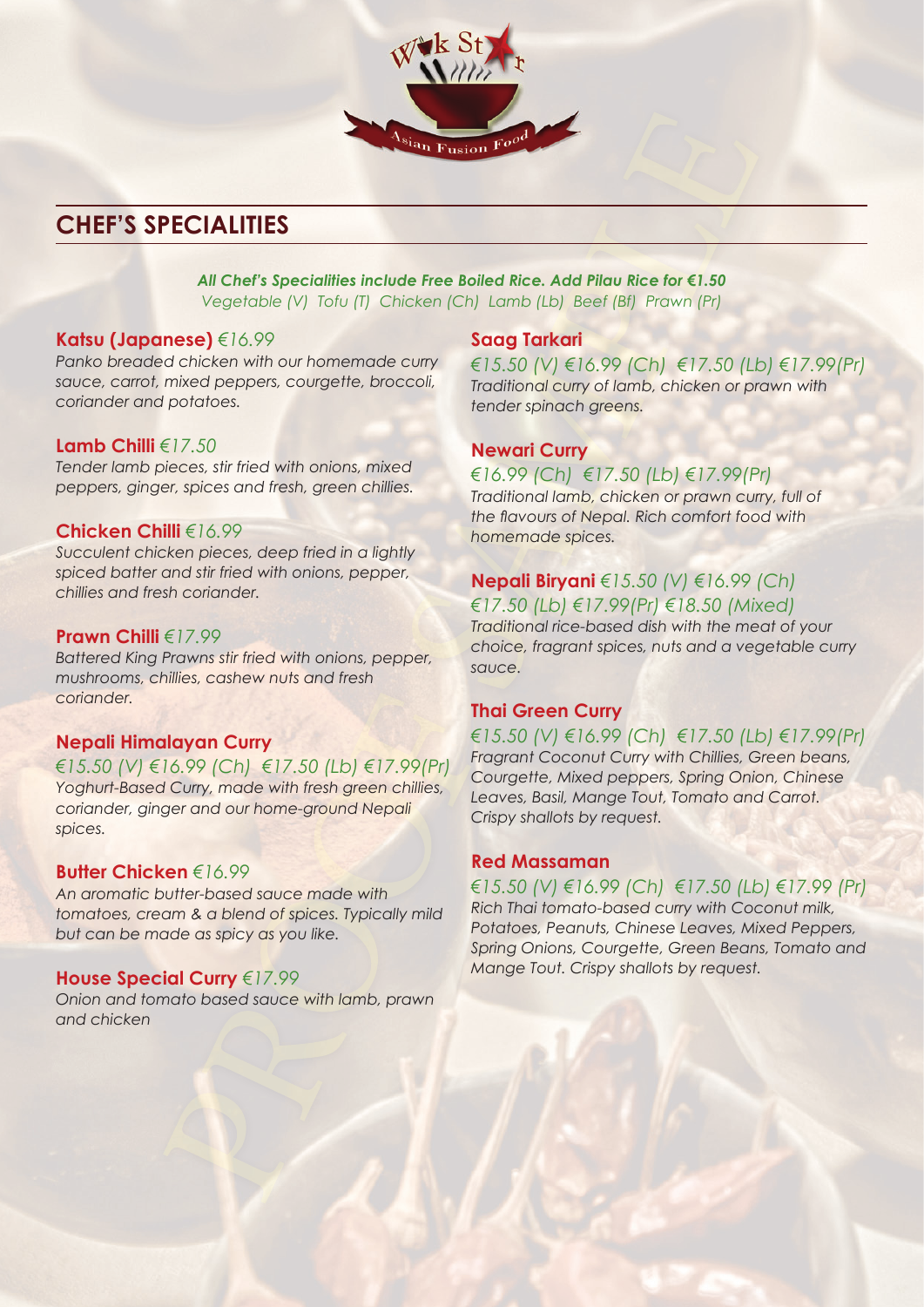Wok Star

Asian Fusion Food

## CHEF'S SPECIALITIES

***All Chef's Specialities include Free Boiled Rice. Add Pilau Rice for €1.50***
*Vegetable (V) Tofu (T) Chicken (Ch) Lamb (Lb) Beef (Bf) Prawn (Pr)*

### Katsu (Japanese) *€16.99*

*Panko breaded chicken with our homemade curry sauce, carrot, mixed peppers, courgette, broccoli, coriander and potatoes.*

### Lamb Chilli *€17.50*

*Tender lamb pieces, stir fried with onions, mixed peppers, ginger, spices and fresh, green chillies.*

### Chicken Chilli *€16.99*

*Succulent chicken pieces, deep fried in a lightly spiced batter and stir fried with onions, pepper, chillies and fresh coriander.*

### Prawn Chilli *€17.99*

*Battered King Prawns stir fried with onions, pepper, mushrooms, chillies, cashew nuts and fresh coriander.*

### Nepali Himalayan Curry

*€15.50 (V) €16.99 (Ch) €17.50 (Lb) €17.99(Pr)*

*Yoghurt-Based Curry, made with fresh green chillies, coriander, ginger and our home-ground Nepali spices.*

### Butter Chicken *€16.99*

*An aromatic butter-based sauce made with tomatoes, cream & a blend of spices. Typically mild but can be made as spicy as you like.*

### House Special Curry *€17.99*

*Onion and tomato based sauce with lamb, prawn and chicken*

### Saag Tarkari

*€15.50 (V) €16.99 (Ch) €17.50 (Lb) €17.99(Pr)*

*Traditional curry of lamb, chicken or prawn with tender spinach greens.*

### Newari Curry

*€16.99 (Ch) €17.50 (Lb) €17.99(Pr)*

*Traditional lamb, chicken or prawn curry, full of the flavours of Nepal. Rich comfort food with homemade spices.*

### Nepali Biryani *€15.50 (V) €16.99 (Ch) €17.50 (Lb) €17.99(Pr) €18.50 (Mixed)*

*Traditional rice-based dish with the meat of your choice, fragrant spices, nuts and a vegetable curry sauce.*

### Thai Green Curry

*€15.50 (V) €16.99 (Ch) €17.50 (Lb) €17.99(Pr)*

*Fragrant Coconut Curry with Chillies, Green beans, Courgette, Mixed peppers, Spring Onion, Chinese Leaves, Basil, Mange Tout, Tomato and Carrot. Crispy shallots by request.*

### Red Massaman

*€15.50 (V) €16.99 (Ch) €17.50 (Lb) €17.99 (Pr)*

*Rich Thai tomato-based curry with Coconut milk, Potatoes, Peanuts, Chinese Leaves, Mixed Peppers, Spring Onions, Courgette, Green Beans, Tomato and Mange Tout. Crispy shallots by request.*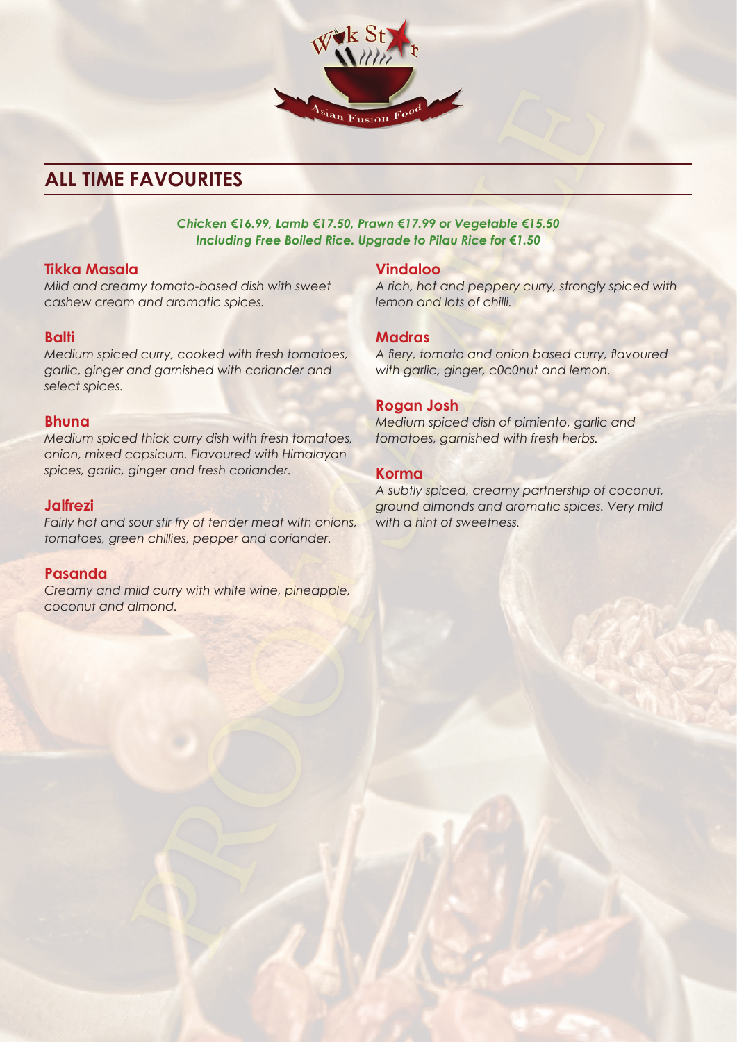## ALL TIME FAVOURITES

***Chicken €16.99, Lamb €17.50, Prawn €17.99 or Vegetable €15.50***
***Including Free Boiled Rice. Upgrade to Pilau Rice for €1.50***

### Tikka Masala
*Mild and creamy tomato-based dish with sweet cashew cream and aromatic spices.*

### Balti
*Medium spiced curry, cooked with fresh tomatoes, garlic, ginger and garnished with coriander and select spices.*

### Bhuna
*Medium spiced thick curry dish with fresh tomatoes, onion, mixed capsicum. Flavoured with Himalayan spices, garlic, ginger and fresh coriander.*

### Jalfrezi
*Fairly hot and sour stir fry of tender meat with onions, tomatoes, green chillies, pepper and coriander.*

### Pasanda
*Creamy and mild curry with white wine, pineapple, coconut and almond.*

### Vindaloo
*A rich, hot and peppery curry, strongly spiced with lemon and lots of chilli.*

### Madras
*A fiery, tomato and onion based curry, flavoured with garlic, ginger, c0c0nut and lemon.*

### Rogan Josh
*Medium spiced dish of pimiento, garlic and tomatoes, garnished with fresh herbs.*

### Korma
*A subtly spiced, creamy partnership of coconut, ground almonds and aromatic spices. Very mild with a hint of sweetness.*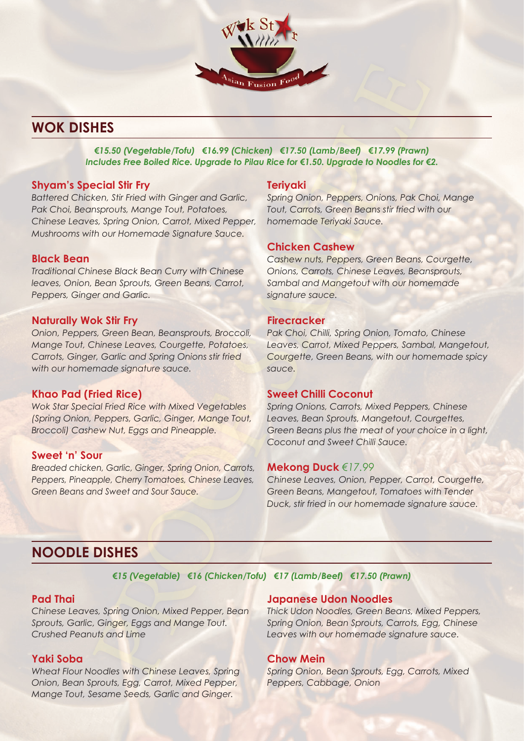Wok Star
Asian Fusion Food

## WOK DISHES

***€15.50 (Vegetable/Tofu) €16.99 (Chicken) €17.50 (Lamb/Beef) €17.99 (Prawn)***
***Includes Free Boiled Rice. Upgrade to Pilau Rice for €1.50. Upgrade to Noodles for €2.***

### Shyam's Special Stir Fry
*Battered Chicken, Stir Fried with Ginger and Garlic, Pak Choi, Beansprouts, Mange Tout, Potatoes, Chinese Leaves, Spring Onion, Carrot, Mixed Pepper, Mushrooms with our Homemade Signature Sauce.*

### Black Bean
*Traditional Chinese Black Bean Curry with Chinese leaves, Onion, Bean Sprouts, Green Beans, Carrot, Peppers, Ginger and Garlic.*

### Naturally Wok Stir Fry
*Onion, Peppers, Green Bean, Beansprouts, Broccoli, Mange Tout, Chinese Leaves, Courgette, Potatoes, Carrots, Ginger, Garlic and Spring Onions stir fried with our homemade signature sauce.*

### Khao Pad (Fried Rice)
*Wok Star Special Fried Rice with Mixed Vegetables (Spring Onion, Peppers, Garlic, Ginger, Mange Tout, Broccoli) Cashew Nut, Eggs and Pineapple.*

### Sweet 'n' Sour
*Breaded chicken, Garlic, Ginger, Spring Onion, Carrots, Peppers, Pineapple, Cherry Tomatoes, Chinese Leaves, Green Beans and Sweet and Sour Sauce.*

### Teriyaki
*Spring Onion, Peppers, Onions, Pak Choi, Mange Tout, Carrots, Green Beans stir fried with our homemade Teriyaki Sauce.*

### Chicken Cashew
*Cashew nuts, Peppers, Green Beans, Courgette, Onions, Carrots, Chinese Leaves, Beansprouts, Sambal and Mangetout with our homemade signature sauce.*

### Firecracker
*Pak Choi, Chilli, Spring Onion, Tomato, Chinese Leaves, Carrot, Mixed Peppers, Sambal, Mangetout, Courgette, Green Beans, with our homemade spicy sauce.*

### Sweet Chilli Coconut
*Spring Onions, Carrots, Mixed Peppers, Chinese Leaves, Bean Sprouts, Mangetout, Courgettes, Green Beans plus the meat of your choice in a light, Coconut and Sweet Chilli Sauce.*

### Mekong Duck *€17.99*
*Chinese Leaves, Onion, Pepper, Carrot, Courgette, Green Beans, Mangetout, Tomatoes with Tender Duck, stir fried in our homemade signature sauce.*

## NOODLE DISHES

***€15 (Vegetable) €16 (Chicken/Tofu) €17 (Lamb/Beef) €17.50 (Prawn)***

### Pad Thai
*Chinese Leaves, Spring Onion, Mixed Pepper, Bean Sprouts, Garlic, Ginger, Eggs and Mange Tout. Crushed Peanuts and Lime*

### Yaki Soba
*Wheat Flour Noodles with Chinese Leaves, Spring Onion, Bean Sprouts, Egg, Carrot, Mixed Pepper, Mange Tout, Sesame Seeds, Garlic and Ginger.*

### Japanese Udon Noodles
*Thick Udon Noodles, Green Beans, Mixed Peppers, Spring Onion, Bean Sprouts, Carrots, Egg, Chinese Leaves with our homemade signature sauce.*

### Chow Mein
*Spring Onion, Bean Sprouts, Egg, Carrots, Mixed Peppers, Cabbage, Onion*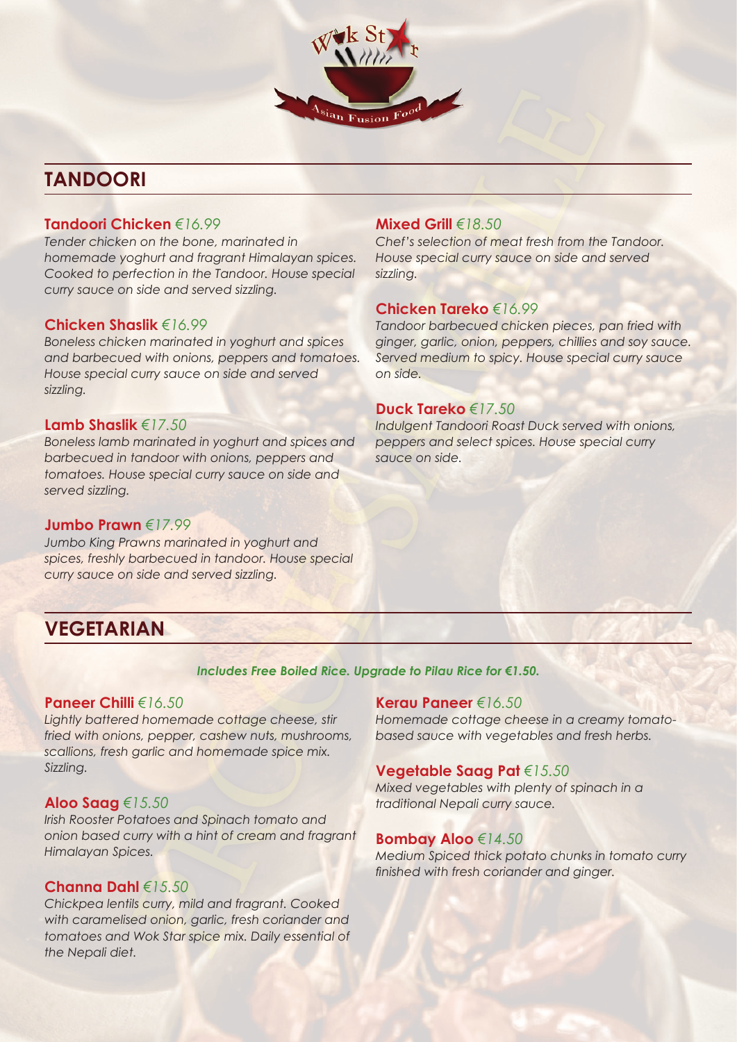## TANDOORI

**Tandoori Chicken** *€16.99*
*Tender chicken on the bone, marinated in homemade yoghurt and fragrant Himalayan spices. Cooked to perfection in the Tandoor. House special curry sauce on side and served sizzling.*

**Chicken Shaslik** *€16.99*
*Boneless chicken marinated in yoghurt and spices and barbecued with onions, peppers and tomatoes. House special curry sauce on side and served sizzling.*

**Lamb Shaslik** *€17.50*
*Boneless lamb marinated in yoghurt and spices and barbecued in tandoor with onions, peppers and tomatoes. House special curry sauce on side and served sizzling.*

**Jumbo Prawn** *€17.99*
*Jumbo King Prawns marinated in yoghurt and spices, freshly barbecued in tandoor. House special curry sauce on side and served sizzling.*

**Mixed Grill** *€18.50*
*Chef's selection of meat fresh from the Tandoor. House special curry sauce on side and served sizzling.*

**Chicken Tareko** *€16.99*
*Tandoor barbecued chicken pieces, pan fried with ginger, garlic, onion, peppers, chillies and soy sauce. Served medium to spicy. House special curry sauce on side.*

**Duck Tareko** *€17.50*
*Indulgent Tandoori Roast Duck served with onions, peppers and select spices. House special curry sauce on side.*

## VEGETARIAN

***Includes Free Boiled Rice. Upgrade to Pilau Rice for €1.50.***

**Paneer Chilli** *€16.50*
*Lightly battered homemade cottage cheese, stir fried with onions, pepper, cashew nuts, mushrooms, scallions, fresh garlic and homemade spice mix. Sizzling.*

**Aloo Saag** *€15.50*
*Irish Rooster Potatoes and Spinach tomato and onion based curry with a hint of cream and fragrant Himalayan Spices.*

**Channa Dahl** *€15.50*
*Chickpea lentils curry, mild and fragrant. Cooked with caramelised onion, garlic, fresh coriander and tomatoes and Wok Star spice mix. Daily essential of the Nepali diet.*

**Kerau Paneer** *€16.50*
*Homemade cottage cheese in a creamy tomato-based sauce with vegetables and fresh herbs.*

**Vegetable Saag Pat** *€15.50*
*Mixed vegetables with plenty of spinach in a traditional Nepali curry sauce.*

**Bombay Aloo** *€14.50*
*Medium Spiced thick potato chunks in tomato curry finished with fresh coriander and ginger.*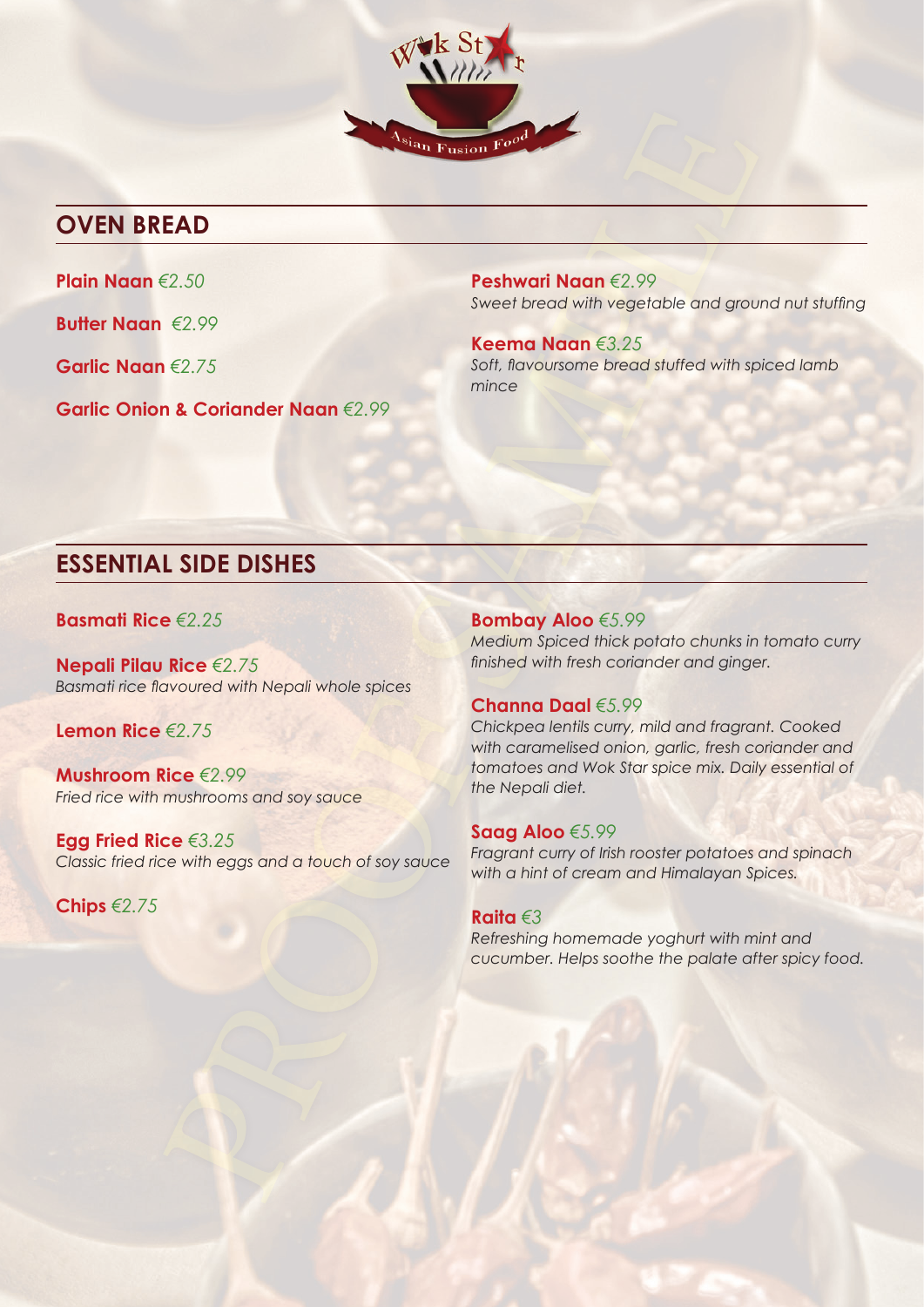Wok Star

Asian Fusion Food

## OVEN BREAD

**Plain Naan** *€2.50*

**Butter Naan** *€2.99*

**Garlic Naan** *€2.75*

**Garlic Onion & Coriander Naan** *€2.99*

**Peshwari Naan** *€2.99*
*Sweet bread with vegetable and ground nut stuffing*

**Keema Naan** *€3.25*
*Soft, flavoursome bread stuffed with spiced lamb mince*

## ESSENTIAL SIDE DISHES

**Basmati Rice** *€2.25*

**Nepali Pilau Rice** *€2.75*
*Basmati rice flavoured with Nepali whole spices*

**Lemon Rice** *€2.75*

**Mushroom Rice** *€2.99*
*Fried rice with mushrooms and soy sauce*

**Egg Fried Rice** *€3.25*
*Classic fried rice with eggs and a touch of soy sauce*

**Chips** *€2.75*

**Bombay Aloo** *€5.99*
*Medium Spiced thick potato chunks in tomato curry finished with fresh coriander and ginger.*

**Channa Daal** *€5.99*
*Chickpea lentils curry, mild and fragrant. Cooked with caramelised onion, garlic, fresh coriander and tomatoes and Wok Star spice mix. Daily essential of the Nepali diet.*

**Saag Aloo** *€5.99*
*Fragrant curry of Irish rooster potatoes and spinach with a hint of cream and Himalayan Spices.*

**Raita** *€3*
*Refreshing homemade yoghurt with mint and cucumber. Helps soothe the palate after spicy food.*